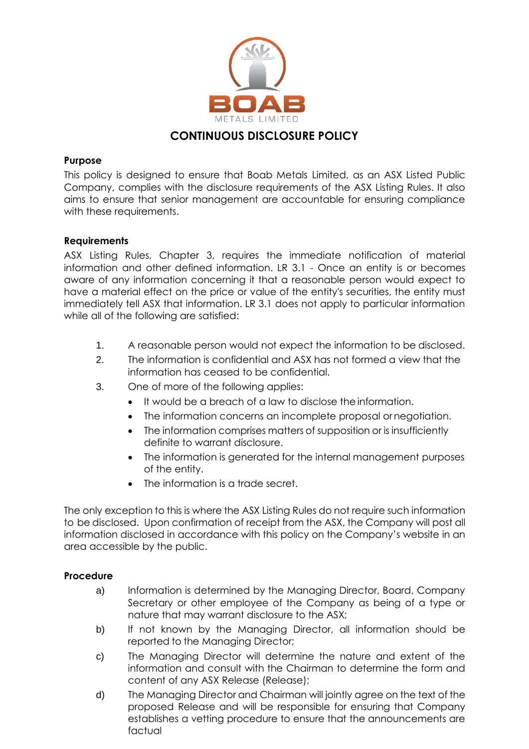BOAB

METALS LIMITED

# CONTINUOUS DISCLOSURE POLICY

**Purpose**

This policy is designed to ensure that Boab Metals Limited, as an ASX Listed Public Company, complies with the disclosure requirements of the ASX Listing Rules. It also aims to ensure that senior management are accountable for ensuring compliance with these requirements.

**Requirements**

ASX Listing Rules, Chapter 3, requires the immediate notification of material information and other defined information. LR 3.1 - Once an entity is or becomes aware of any information concerning it that a reasonable person would expect to have a material effect on the price or value of the entity's securities, the entity must immediately tell ASX that information. LR 3.1 does not apply to particular information while all of the following are satisfied:

1. A reasonable person would not expect the information to be disclosed.
2. The information is confidential and ASX has not formed a view that the information has ceased to be confidential.
3. One of more of the following applies:
   - It would be a breach of a law to disclose the information.
   - The information concerns an incomplete proposal or negotiation.
   - The information comprises matters of supposition or is insufficiently definite to warrant disclosure.
   - The information is generated for the internal management purposes of the entity.
   - The information is a trade secret.

The only exception to this is where the ASX Listing Rules do not require such information to be disclosed. Upon confirmation of receipt from the ASX, the Company will post all information disclosed in accordance with this policy on the Company's website in an area accessible by the public.

**Procedure**

a) Information is determined by the Managing Director, Board, Company Secretary or other employee of the Company as being of a type or nature that may warrant disclosure to the ASX;

b) If not known by the Managing Director, all information should be reported to the Managing Director;

c) The Managing Director will determine the nature and extent of the information and consult with the Chairman to determine the form and content of any ASX Release (Release);

d) The Managing Director and Chairman will jointly agree on the text of the proposed Release and will be responsible for ensuring that Company establishes a vetting procedure to ensure that the announcements are factual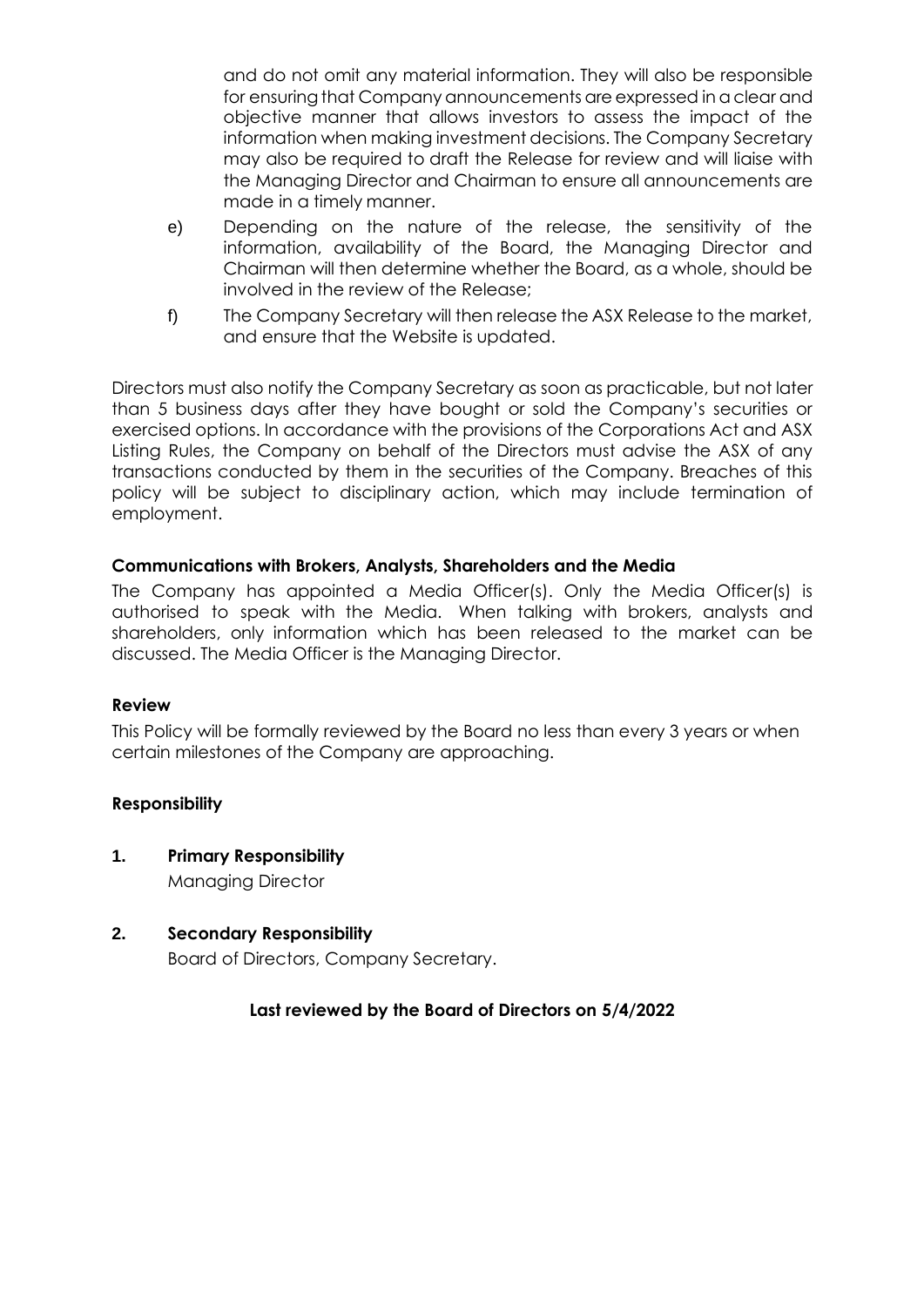and do not omit any material information. They will also be responsible for ensuring that Company announcements are expressed in a clear and objective manner that allows investors to assess the impact of the information when making investment decisions. The Company Secretary may also be required to draft the Release for review and will liaise with the Managing Director and Chairman to ensure all announcements are made in a timely manner.

e) Depending on the nature of the release, the sensitivity of the information, availability of the Board, the Managing Director and Chairman will then determine whether the Board, as a whole, should be involved in the review of the Release;

f) The Company Secretary will then release the ASX Release to the market, and ensure that the Website is updated.

Directors must also notify the Company Secretary as soon as practicable, but not later than 5 business days after they have bought or sold the Company's securities or exercised options. In accordance with the provisions of the Corporations Act and ASX Listing Rules, the Company on behalf of the Directors must advise the ASX of any transactions conducted by them in the securities of the Company. Breaches of this policy will be subject to disciplinary action, which may include termination of employment.

**Communications with Brokers, Analysts, Shareholders and the Media**

The Company has appointed a Media Officer(s). Only the Media Officer(s) is authorised to speak with the Media. When talking with brokers, analysts and shareholders, only information which has been released to the market can be discussed. The Media Officer is the Managing Director.

**Review**

This Policy will be formally reviewed by the Board no less than every 3 years or when certain milestones of the Company are approaching.

**Responsibility**

1. **Primary Responsibility**
   Managing Director

2. **Secondary Responsibility**
   Board of Directors, Company Secretary.

**Last reviewed by the Board of Directors on 5/4/2022**